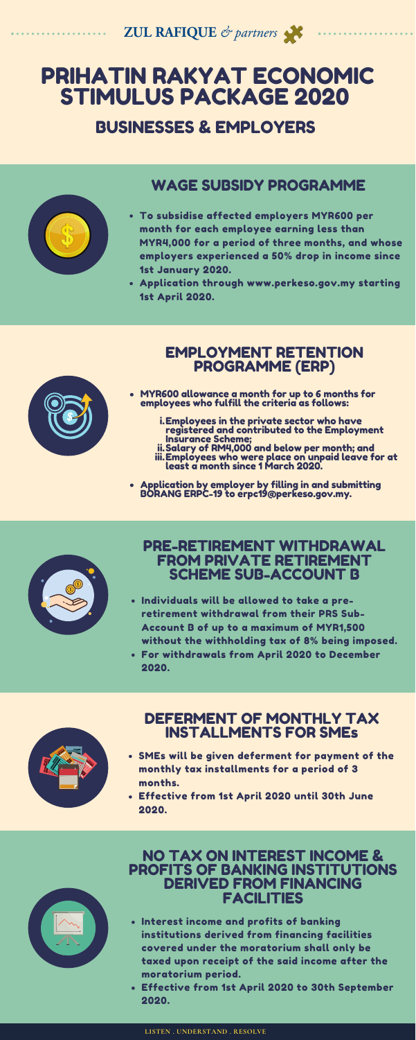ZUL RAFIQUE *& partners*

# PRIHATIN RAKYAT ECONOMIC STIMULUS PACKAGE 2020

## BUSINESSES & EMPLOYERS

### WAGE SUBSIDY PROGRAMME

- To subsidise affected employers MYR600 per month for each employee earning less than MYR4,000 for a period of three months, and whose employers experienced a 50% drop in income since 1st January 2020.
- Application through www.perkeso.gov.my starting 1st April 2020.

### EMPLOYMENT RETENTION PROGRAMME (ERP)

- MYR600 allowance a month for up to 6 months for employees who fulfill the criteria as follows:
  1. Employees in the private sector who have registered and contributed to the Employment Insurance Scheme;
  2. Salary of RM4,000 and below per month; and
  3. Employees who were place on unpaid leave for at least a month since 1 March 2020.
- Application by employer by filling in and submitting BORANG ERPC-19 to erpc19@perkeso.gov.my.

### PRE-RETIREMENT WITHDRAWAL FROM PRIVATE RETIREMENT SCHEME SUB-ACCOUNT B

- Individuals will be allowed to take a pre-retirement withdrawal from their PRS Sub-Account B of up to a maximum of MYR1,500 without the withholding tax of 8% being imposed.
- For withdrawals from April 2020 to December 2020.

### DEFERMENT OF MONTHLY TAX INSTALLMENTS FOR SMEs

- SMEs will be given deferment for payment of the monthly tax installments for a period of 3 months.
- Effective from 1st April 2020 until 30th June 2020.

### NO TAX ON INTEREST INCOME & PROFITS OF BANKING INSTITUTIONS DERIVED FROM FINANCING FACILITIES

- Interest income and profits of banking institutions derived from financing facilities covered under the moratorium shall only be taxed upon receipt of the said income after the moratorium period.
- Effective from 1st April 2020 to 30th September 2020.

LISTEN . UNDERSTAND . RESOLVE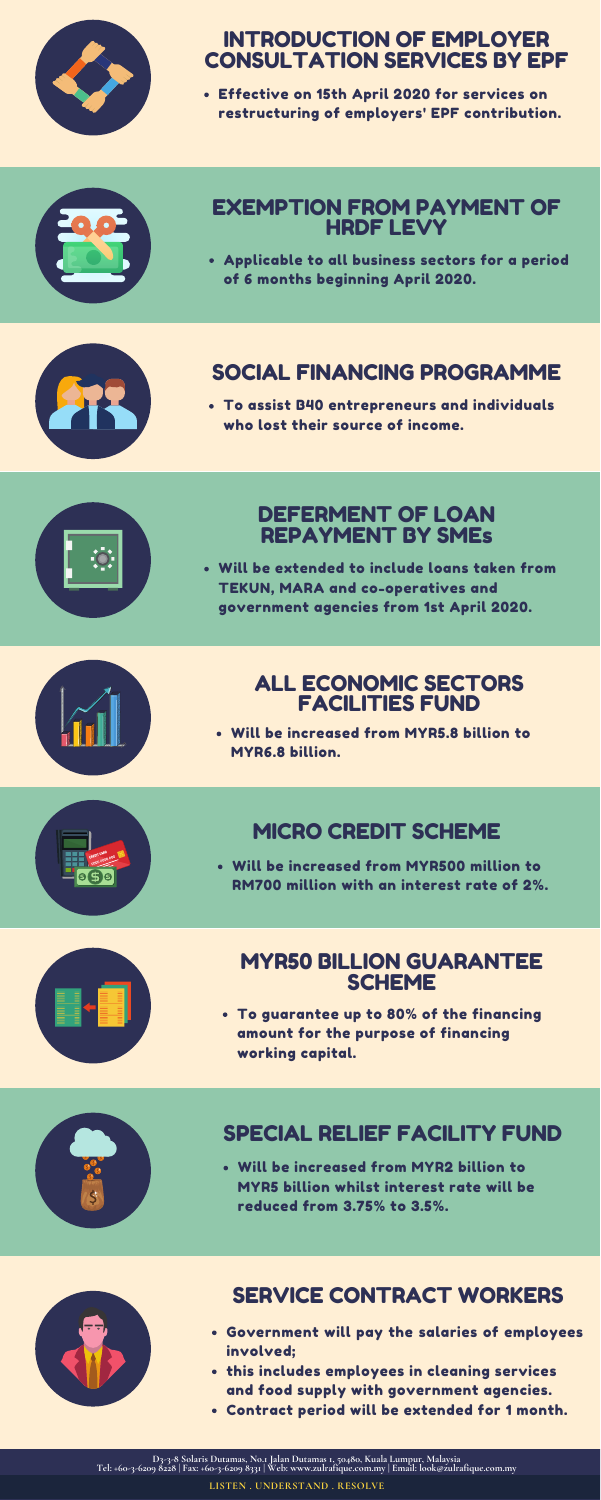## INTRODUCTION OF EMPLOYER CONSULTATION SERVICES BY EPF

- Effective on 15th April 2020 for services on restructuring of employers' EPF contribution.

## EXEMPTION FROM PAYMENT OF HRDF LEVY

- Applicable to all business sectors for a period of 6 months beginning April 2020.

## SOCIAL FINANCING PROGRAMME

- To assist B40 entrepreneurs and individuals who lost their source of income.

## DEFERMENT OF LOAN REPAYMENT BY SMEs

- Will be extended to include loans taken from TEKUN, MARA and co-operatives and government agencies from 1st April 2020.

## ALL ECONOMIC SECTORS FACILITIES FUND

- Will be increased from MYR5.8 billion to MYR6.8 billion.

## MICRO CREDIT SCHEME

- Will be increased from MYR500 million to RM700 million with an interest rate of 2%.

## MYR50 BILLION GUARANTEE SCHEME

- To guarantee up to 80% of the financing amount for the purpose of financing working capital.

## SPECIAL RELIEF FACILITY FUND

- Will be increased from MYR2 billion to MYR5 billion whilst interest rate will be reduced from 3.75% to 3.5%.

## SERVICE CONTRACT WORKERS

- Government will pay the salaries of employees involved;
- this includes employees in cleaning services and food supply with government agencies.
- Contract period will be extended for 1 month.

D3-3-8 Solaris Dutamas, No.1 Jalan Dutamas 1, 50480, Kuala Lumpur, Malaysia
Tel: +60-3-6209 8228 | Fax: +60-3-6209 8331 | Web: www.zulrafique.com.my | Email: look@zulrafique.com.my

LISTEN . UNDERSTAND . RESOLVE